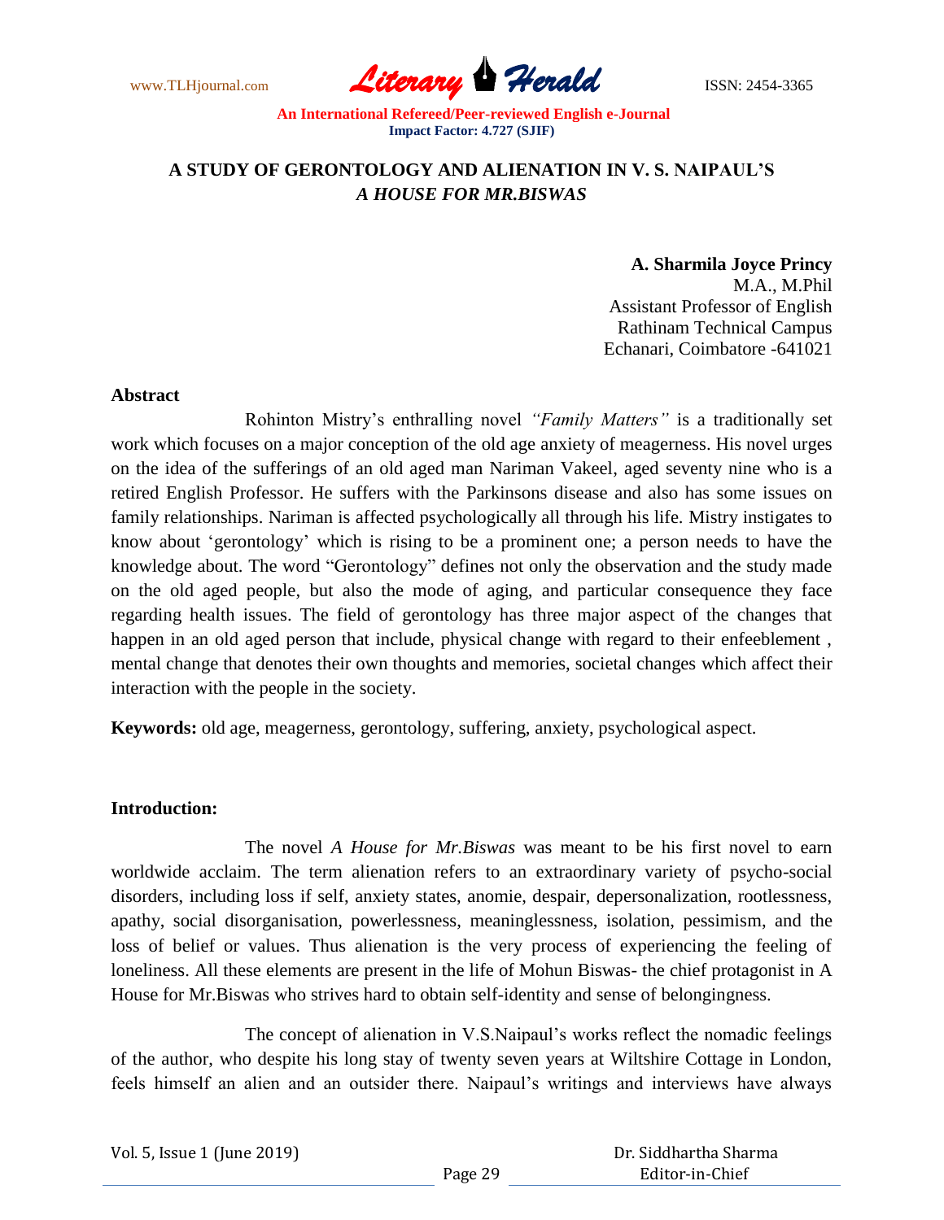# A STUDY OF GERONTOLOGY AND ALIENATION IN V. S. NAIPAUL'S *A HOUSE FOR MR.BISWAS*

**A. Sharmila Joyce Princy**
M.A., M.Phil
Assistant Professor of English
Rathinam Technical Campus
Echanari, Coimbatore -641021

## Abstract

Rohinton Mistry's enthralling novel *"Family Matters"* is a traditionally set work which focuses on a major conception of the old age anxiety of meagerness. His novel urges on the idea of the sufferings of an old aged man Nariman Vakeel, aged seventy nine who is a retired English Professor. He suffers with the Parkinsons disease and also has some issues on family relationships. Nariman is affected psychologically all through his life. Mistry instigates to know about 'gerontology' which is rising to be a prominent one; a person needs to have the knowledge about. The word "Gerontology" defines not only the observation and the study made on the old aged people, but also the mode of aging, and particular consequence they face regarding health issues. The field of gerontology has three major aspect of the changes that happen in an old aged person that include, physical change with regard to their enfeeblement , mental change that denotes their own thoughts and memories, societal changes which affect their interaction with the people in the society.

**Keywords:** old age, meagerness, gerontology, suffering, anxiety, psychological aspect.

## Introduction:

The novel *A House for Mr.Biswas* was meant to be his first novel to earn worldwide acclaim. The term alienation refers to an extraordinary variety of psycho-social disorders, including loss if self, anxiety states, anomie, despair, depersonalization, rootlessness, apathy, social disorganisation, powerlessness, meaninglessness, isolation, pessimism, and the loss of belief or values. Thus alienation is the very process of experiencing the feeling of loneliness. All these elements are present in the life of Mohun Biswas- the chief protagonist in A House for Mr.Biswas who strives hard to obtain self-identity and sense of belongingness.

The concept of alienation in V.S.Naipaul's works reflect the nomadic feelings of the author, who despite his long stay of twenty seven years at Wiltshire Cottage in London, feels himself an alien and an outsider there. Naipaul's writings and interviews have always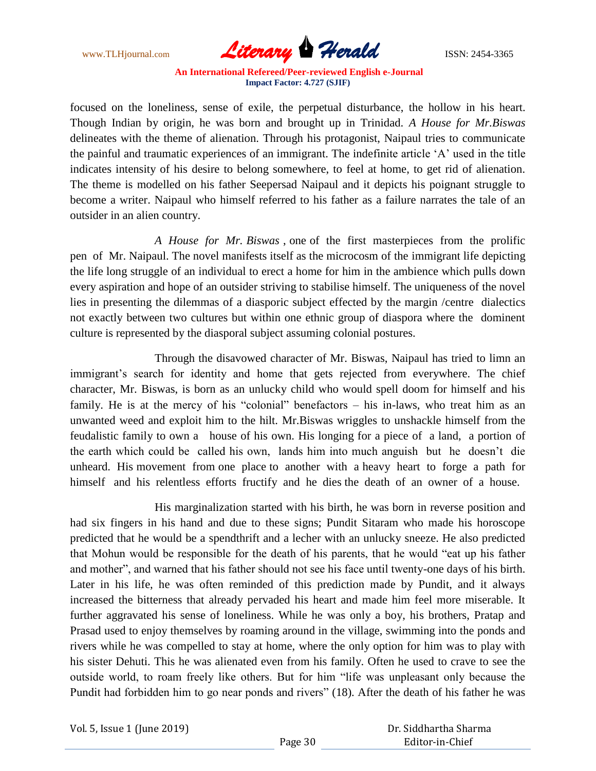focused on the loneliness, sense of exile, the perpetual disturbance, the hollow in his heart. Though Indian by origin, he was born and brought up in Trinidad. *A House for Mr.Biswas* delineates with the theme of alienation. Through his protagonist, Naipaul tries to communicate the painful and traumatic experiences of an immigrant. The indefinite article 'A' used in the title indicates intensity of his desire to belong somewhere, to feel at home, to get rid of alienation. The theme is modelled on his father Seepersad Naipaul and it depicts his poignant struggle to become a writer. Naipaul who himself referred to his father as a failure narrates the tale of an outsider in an alien country.

*A House for Mr. Biswas* , one of the first masterpieces from the prolific pen of Mr. Naipaul. The novel manifests itself as the microcosm of the immigrant life depicting the life long struggle of an individual to erect a home for him in the ambience which pulls down every aspiration and hope of an outsider striving to stabilise himself. The uniqueness of the novel lies in presenting the dilemmas of a diasporic subject effected by the margin /centre dialectics not exactly between two cultures but within one ethnic group of diaspora where the dominent culture is represented by the diasporal subject assuming colonial postures.

Through the disavowed character of Mr. Biswas, Naipaul has tried to limn an immigrant's search for identity and home that gets rejected from everywhere. The chief character, Mr. Biswas, is born as an unlucky child who would spell doom for himself and his family. He is at the mercy of his "colonial" benefactors – his in-laws, who treat him as an unwanted weed and exploit him to the hilt. Mr.Biswas wriggles to unshackle himself from the feudalistic family to own a house of his own. His longing for a piece of a land, a portion of the earth which could be called his own, lands him into much anguish but he doesn't die unheard. His movement from one place to another with a heavy heart to forge a path for himself and his relentless efforts fructify and he dies the death of an owner of a house.

His marginalization started with his birth, he was born in reverse position and had six fingers in his hand and due to these signs; Pundit Sitaram who made his horoscope predicted that he would be a spendthrift and a lecher with an unlucky sneeze. He also predicted that Mohun would be responsible for the death of his parents, that he would "eat up his father and mother", and warned that his father should not see his face until twenty-one days of his birth. Later in his life, he was often reminded of this prediction made by Pundit, and it always increased the bitterness that already pervaded his heart and made him feel more miserable. It further aggravated his sense of loneliness. While he was only a boy, his brothers, Pratap and Prasad used to enjoy themselves by roaming around in the village, swimming into the ponds and rivers while he was compelled to stay at home, where the only option for him was to play with his sister Dehuti. This he was alienated even from his family. Often he used to crave to see the outside world, to roam freely like others. But for him "life was unpleasant only because the Pundit had forbidden him to go near ponds and rivers" (18). After the death of his father he was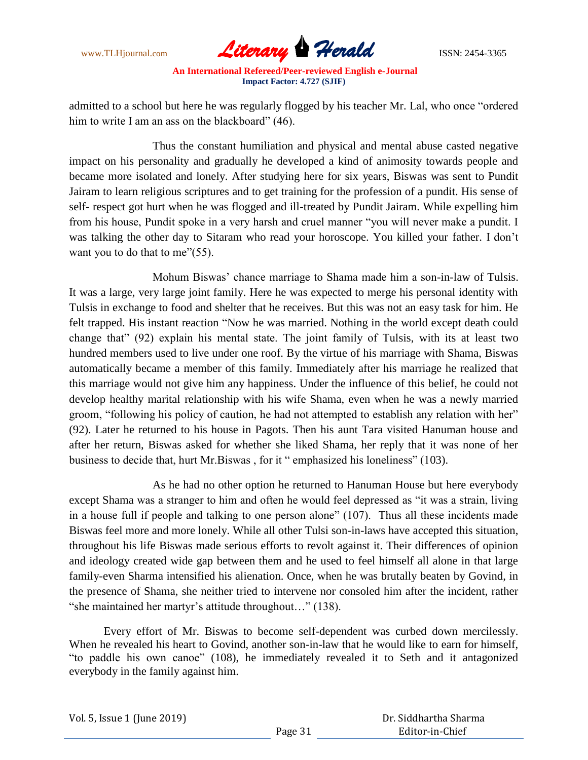admitted to a school but here he was regularly flogged by his teacher Mr. Lal, who once "ordered him to write I am an ass on the blackboard" (46).

Thus the constant humiliation and physical and mental abuse casted negative impact on his personality and gradually he developed a kind of animosity towards people and became more isolated and lonely. After studying here for six years, Biswas was sent to Pundit Jairam to learn religious scriptures and to get training for the profession of a pundit. His sense of self- respect got hurt when he was flogged and ill-treated by Pundit Jairam. While expelling him from his house, Pundit spoke in a very harsh and cruel manner "you will never make a pundit. I was talking the other day to Sitaram who read your horoscope. You killed your father. I don't want you to do that to me"(55).

Mohum Biswas' chance marriage to Shama made him a son-in-law of Tulsis. It was a large, very large joint family. Here he was expected to merge his personal identity with Tulsis in exchange to food and shelter that he receives. But this was not an easy task for him. He felt trapped. His instant reaction "Now he was married. Nothing in the world except death could change that" (92) explain his mental state. The joint family of Tulsis, with its at least two hundred members used to live under one roof. By the virtue of his marriage with Shama, Biswas automatically became a member of this family. Immediately after his marriage he realized that this marriage would not give him any happiness. Under the influence of this belief, he could not develop healthy marital relationship with his wife Shama, even when he was a newly married groom, "following his policy of caution, he had not attempted to establish any relation with her" (92). Later he returned to his house in Pagots. Then his aunt Tara visited Hanuman house and after her return, Biswas asked for whether she liked Shama, her reply that it was none of her business to decide that, hurt Mr.Biswas , for it " emphasized his loneliness" (103).

As he had no other option he returned to Hanuman House but here everybody except Shama was a stranger to him and often he would feel depressed as "it was a strain, living in a house full if people and talking to one person alone" (107). Thus all these incidents made Biswas feel more and more lonely. While all other Tulsi son-in-laws have accepted this situation, throughout his life Biswas made serious efforts to revolt against it. Their differences of opinion and ideology created wide gap between them and he used to feel himself all alone in that large family-even Sharma intensified his alienation. Once, when he was brutally beaten by Govind, in the presence of Shama, she neither tried to intervene nor consoled him after the incident, rather "she maintained her martyr's attitude throughout…" (138).

Every effort of Mr. Biswas to become self-dependent was curbed down mercilessly. When he revealed his heart to Govind, another son-in-law that he would like to earn for himself, "to paddle his own canoe" (108), he immediately revealed it to Seth and it antagonized everybody in the family against him.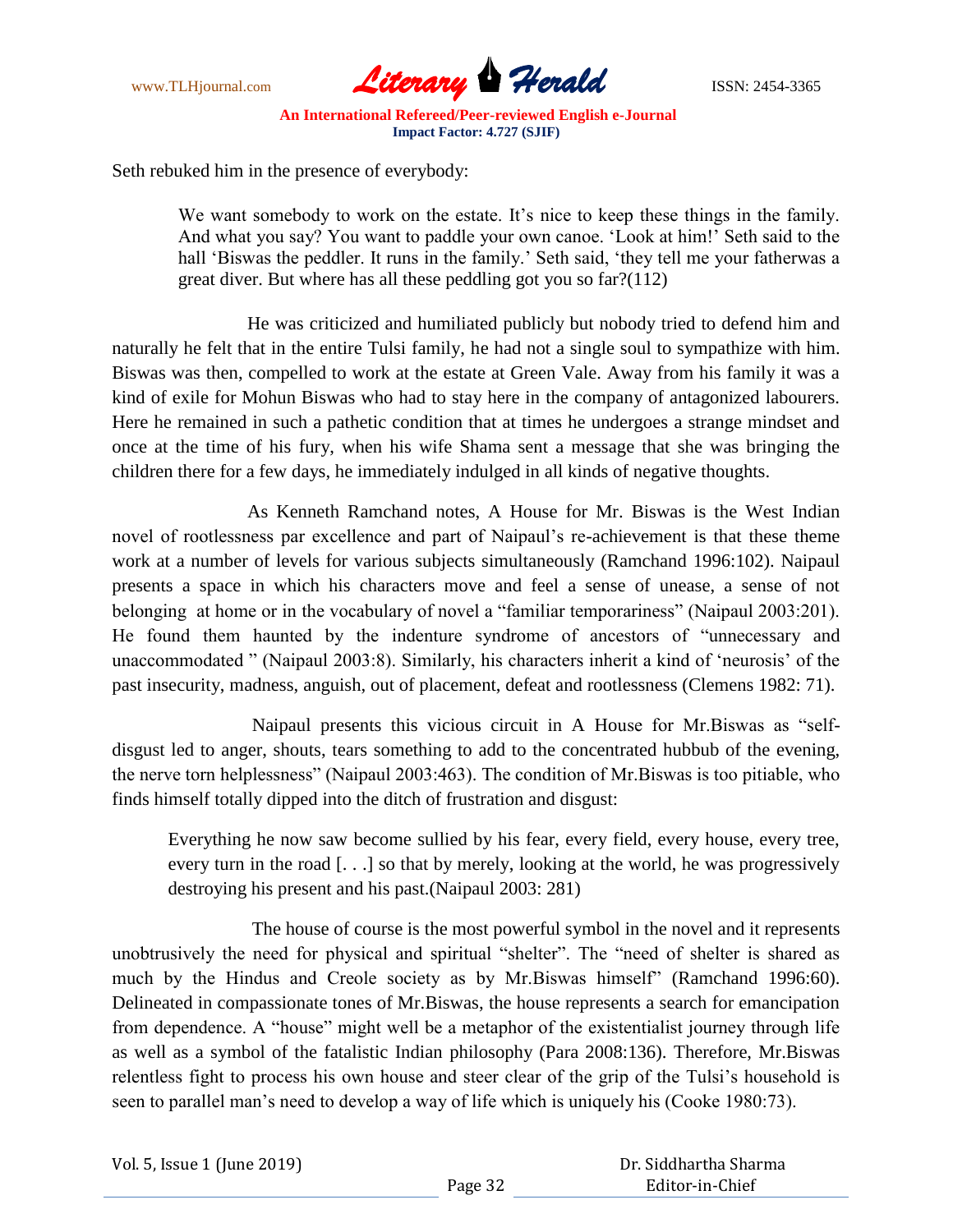Seth rebuked him in the presence of everybody:

> We want somebody to work on the estate. It's nice to keep these things in the family. And what you say? You want to paddle your own canoe. 'Look at him!' Seth said to the hall 'Biswas the peddler. It runs in the family.' Seth said, 'they tell me your fatherwas a great diver. But where has all these peddling got you so far?(112)

He was criticized and humiliated publicly but nobody tried to defend him and naturally he felt that in the entire Tulsi family, he had not a single soul to sympathize with him. Biswas was then, compelled to work at the estate at Green Vale. Away from his family it was a kind of exile for Mohun Biswas who had to stay here in the company of antagonized labourers. Here he remained in such a pathetic condition that at times he undergoes a strange mindset and once at the time of his fury, when his wife Shama sent a message that she was bringing the children there for a few days, he immediately indulged in all kinds of negative thoughts.

As Kenneth Ramchand notes, A House for Mr. Biswas is the West Indian novel of rootlessness par excellence and part of Naipaul's re-achievement is that these theme work at a number of levels for various subjects simultaneously (Ramchand 1996:102). Naipaul presents a space in which his characters move and feel a sense of unease, a sense of not belonging at home or in the vocabulary of novel a "familiar temporariness" (Naipaul 2003:201). He found them haunted by the indenture syndrome of ancestors of "unnecessary and unaccommodated " (Naipaul 2003:8). Similarly, his characters inherit a kind of 'neurosis' of the past insecurity, madness, anguish, out of placement, defeat and rootlessness (Clemens 1982: 71).

Naipaul presents this vicious circuit in A House for Mr.Biswas as "self-disgust led to anger, shouts, tears something to add to the concentrated hubbub of the evening, the nerve torn helplessness" (Naipaul 2003:463). The condition of Mr.Biswas is too pitiable, who finds himself totally dipped into the ditch of frustration and disgust:

> Everything he now saw become sullied by his fear, every field, every house, every tree, every turn in the road [. . .] so that by merely, looking at the world, he was progressively destroying his present and his past.(Naipaul 2003: 281)

The house of course is the most powerful symbol in the novel and it represents unobtrusively the need for physical and spiritual "shelter". The "need of shelter is shared as much by the Hindus and Creole society as by Mr.Biswas himself" (Ramchand 1996:60). Delineated in compassionate tones of Mr.Biswas, the house represents a search for emancipation from dependence. A "house" might well be a metaphor of the existentialist journey through life as well as a symbol of the fatalistic Indian philosophy (Para 2008:136). Therefore, Mr.Biswas relentless fight to process his own house and steer clear of the grip of the Tulsi's household is seen to parallel man's need to develop a way of life which is uniquely his (Cooke 1980:73).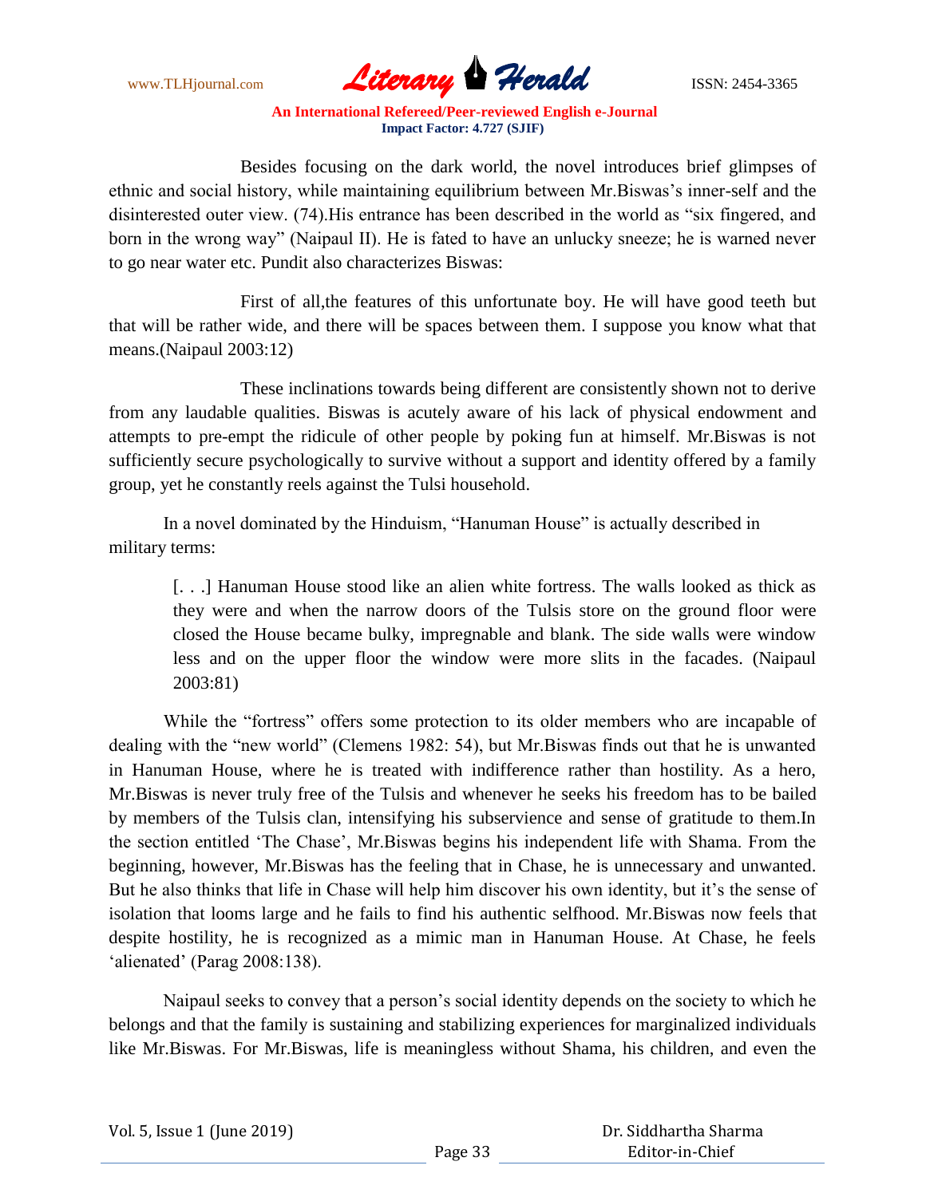Besides focusing on the dark world, the novel introduces brief glimpses of ethnic and social history, while maintaining equilibrium between Mr.Biswas's inner-self and the disinterested outer view. (74).His entrance has been described in the world as "six fingered, and born in the wrong way" (Naipaul II). He is fated to have an unlucky sneeze; he is warned never to go near water etc. Pundit also characterizes Biswas:

> First of all,the features of this unfortunate boy. He will have good teeth but that will be rather wide, and there will be spaces between them. I suppose you know what that means.(Naipaul 2003:12)

These inclinations towards being different are consistently shown not to derive from any laudable qualities. Biswas is acutely aware of his lack of physical endowment and attempts to pre-empt the ridicule of other people by poking fun at himself. Mr.Biswas is not sufficiently secure psychologically to survive without a support and identity offered by a family group, yet he constantly reels against the Tulsi household.

In a novel dominated by the Hinduism, "Hanuman House" is actually described in military terms:

> [. . .] Hanuman House stood like an alien white fortress. The walls looked as thick as they were and when the narrow doors of the Tulsis store on the ground floor were closed the House became bulky, impregnable and blank. The side walls were window less and on the upper floor the window were more slits in the facades. (Naipaul 2003:81)

While the "fortress" offers some protection to its older members who are incapable of dealing with the "new world" (Clemens 1982: 54), but Mr.Biswas finds out that he is unwanted in Hanuman House, where he is treated with indifference rather than hostility. As a hero, Mr.Biswas is never truly free of the Tulsis and whenever he seeks his freedom has to be bailed by members of the Tulsis clan, intensifying his subservience and sense of gratitude to them.In the section entitled 'The Chase', Mr.Biswas begins his independent life with Shama. From the beginning, however, Mr.Biswas has the feeling that in Chase, he is unnecessary and unwanted. But he also thinks that life in Chase will help him discover his own identity, but it's the sense of isolation that looms large and he fails to find his authentic selfhood. Mr.Biswas now feels that despite hostility, he is recognized as a mimic man in Hanuman House. At Chase, he feels 'alienated' (Parag 2008:138).

Naipaul seeks to convey that a person's social identity depends on the society to which he belongs and that the family is sustaining and stabilizing experiences for marginalized individuals like Mr.Biswas. For Mr.Biswas, life is meaningless without Shama, his children, and even the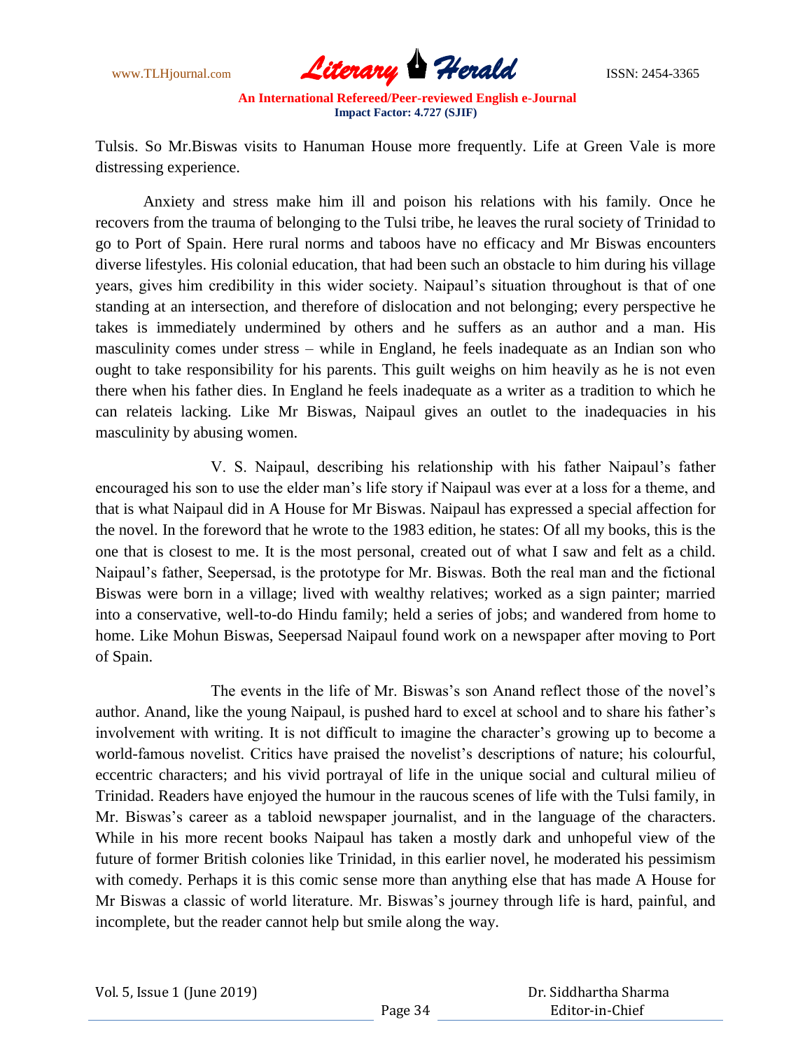Tulsis. So Mr.Biswas visits to Hanuman House more frequently. Life at Green Vale is more distressing experience.

Anxiety and stress make him ill and poison his relations with his family. Once he recovers from the trauma of belonging to the Tulsi tribe, he leaves the rural society of Trinidad to go to Port of Spain. Here rural norms and taboos have no efficacy and Mr Biswas encounters diverse lifestyles. His colonial education, that had been such an obstacle to him during his village years, gives him credibility in this wider society. Naipaul's situation throughout is that of one standing at an intersection, and therefore of dislocation and not belonging; every perspective he takes is immediately undermined by others and he suffers as an author and a man. His masculinity comes under stress – while in England, he feels inadequate as an Indian son who ought to take responsibility for his parents. This guilt weighs on him heavily as he is not even there when his father dies. In England he feels inadequate as a writer as a tradition to which he can relateis lacking. Like Mr Biswas, Naipaul gives an outlet to the inadequacies in his masculinity by abusing women.

V. S. Naipaul, describing his relationship with his father Naipaul's father encouraged his son to use the elder man's life story if Naipaul was ever at a loss for a theme, and that is what Naipaul did in A House for Mr Biswas. Naipaul has expressed a special affection for the novel. In the foreword that he wrote to the 1983 edition, he states: Of all my books, this is the one that is closest to me. It is the most personal, created out of what I saw and felt as a child. Naipaul's father, Seepersad, is the prototype for Mr. Biswas. Both the real man and the fictional Biswas were born in a village; lived with wealthy relatives; worked as a sign painter; married into a conservative, well-to-do Hindu family; held a series of jobs; and wandered from home to home. Like Mohun Biswas, Seepersad Naipaul found work on a newspaper after moving to Port of Spain.

The events in the life of Mr. Biswas's son Anand reflect those of the novel's author. Anand, like the young Naipaul, is pushed hard to excel at school and to share his father's involvement with writing. It is not difficult to imagine the character's growing up to become a world-famous novelist. Critics have praised the novelist's descriptions of nature; his colourful, eccentric characters; and his vivid portrayal of life in the unique social and cultural milieu of Trinidad. Readers have enjoyed the humour in the raucous scenes of life with the Tulsi family, in Mr. Biswas's career as a tabloid newspaper journalist, and in the language of the characters. While in his more recent books Naipaul has taken a mostly dark and unhopeful view of the future of former British colonies like Trinidad, in this earlier novel, he moderated his pessimism with comedy. Perhaps it is this comic sense more than anything else that has made A House for Mr Biswas a classic of world literature. Mr. Biswas's journey through life is hard, painful, and incomplete, but the reader cannot help but smile along the way.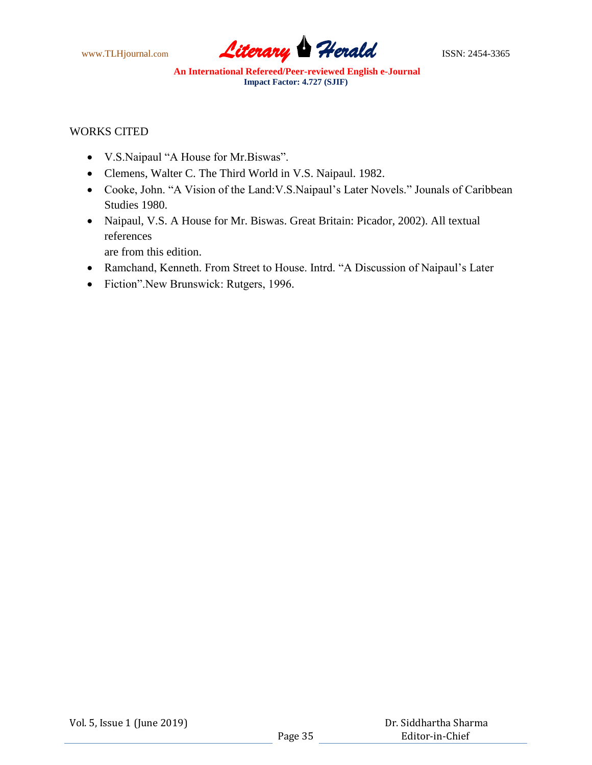WORKS CITED

- V.S.Naipaul "A House for Mr.Biswas".
- Clemens, Walter C. The Third World in V.S. Naipaul. 1982.
- Cooke, John. "A Vision of the Land:V.S.Naipaul's Later Novels." Jounals of Caribbean Studies 1980.
- Naipaul, V.S. A House for Mr. Biswas. Great Britain: Picador, 2002). All textual references
  are from this edition.
- Ramchand, Kenneth. From Street to House. Intrd. "A Discussion of Naipaul's Later
- Fiction".New Brunswick: Rutgers, 1996.